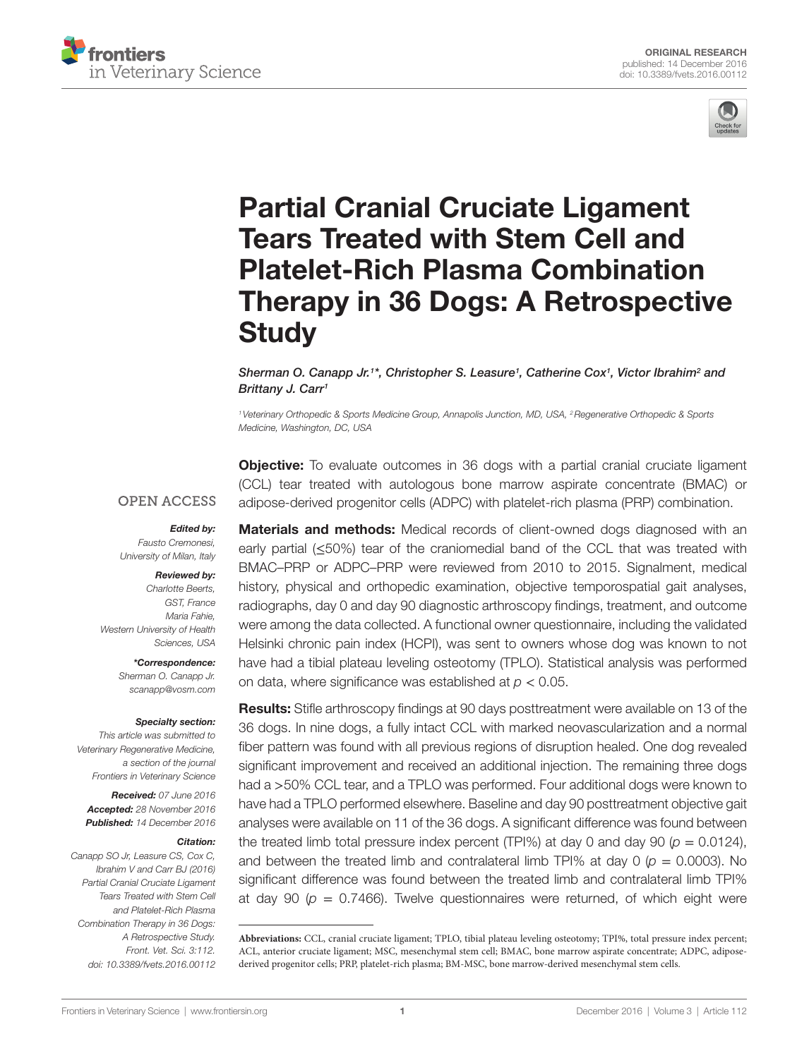ORIGINAL RESEARCH
published: 14 December 2016
doi: 10.3389/fvets.2016.00112

# Partial Cranial Cruciate Ligament Tears Treated with Stem Cell and Platelet-Rich Plasma Combination Therapy in 36 Dogs: A Retrospective Study

*Sherman O. Canapp Jr.[1]\*, Christopher S. Leasure[1], Catherine Cox[1], Victor Ibrahim[2] and Brittany J. Carr[1]*

[1] *Veterinary Orthopedic & Sports Medicine Group, Annapolis Junction, MD, USA,* [2] *Regenerative Orthopedic & Sports Medicine, Washington, DC, USA*

OPEN ACCESS

***Edited by:***
*Fausto Cremonesi, University of Milan, Italy*

***Reviewed by:***
*Charlotte Beerts, GST, France*
*Maria Fahie, Western University of Health Sciences, USA*

***\*Correspondence:***
*Sherman O. Canapp Jr.*
*scanapp@vosm.com*

***Specialty section:***
*This article was submitted to Veterinary Regenerative Medicine, a section of the journal Frontiers in Veterinary Science*

***Received:*** *07 June 2016*
***Accepted:*** *28 November 2016*
***Published:*** *14 December 2016*

***Citation:***
*Canapp SO Jr, Leasure CS, Cox C, Ibrahim V and Carr BJ (2016) Partial Cranial Cruciate Ligament Tears Treated with Stem Cell and Platelet-Rich Plasma Combination Therapy in 36 Dogs: A Retrospective Study. Front. Vet. Sci. 3:112. doi: 10.3389/fvets.2016.00112*

**Objective:** To evaluate outcomes in 36 dogs with a partial cranial cruciate ligament (CCL) tear treated with autologous bone marrow aspirate concentrate (BMAC) or adipose-derived progenitor cells (ADPC) with platelet-rich plasma (PRP) combination.

**Materials and methods:** Medical records of client-owned dogs diagnosed with an early partial (≤50%) tear of the craniomedial band of the CCL that was treated with BMAC–PRP or ADPC–PRP were reviewed from 2010 to 2015. Signalment, medical history, physical and orthopedic examination, objective temporospatial gait analyses, radiographs, day 0 and day 90 diagnostic arthroscopy findings, treatment, and outcome were among the data collected. A functional owner questionnaire, including the validated Helsinki chronic pain index (HCPI), was sent to owners whose dog was known to not have had a tibial plateau leveling osteotomy (TPLO). Statistical analysis was performed on data, where significance was established at $p < 0.05$.

**Results:** Stifle arthroscopy findings at 90 days posttreatment were available on 13 of the 36 dogs. In nine dogs, a fully intact CCL with marked neovascularization and a normal fiber pattern was found with all previous regions of disruption healed. One dog revealed significant improvement and received an additional injection. The remaining three dogs had a >50% CCL tear, and a TPLO was performed. Four additional dogs were known to have had a TPLO performed elsewhere. Baseline and day 90 posttreatment objective gait analyses were available on 11 of the 36 dogs. A significant difference was found between the treated limb total pressure index percent (TPI%) at day 0 and day 90 ($p = 0.0124$), and between the treated limb and contralateral limb TPI% at day 0 ($p = 0.0003$). No significant difference was found between the treated limb and contralateral limb TPI% at day 90 ($p = 0.7466$). Twelve questionnaires were returned, of which eight were

**Abbreviations:** CCL, cranial cruciate ligament; TPLO, tibial plateau leveling osteotomy; TPI%, total pressure index percent; ACL, anterior cruciate ligament; MSC, mesenchymal stem cell; BMAC, bone marrow aspirate concentrate; ADPC, adipose-derived progenitor cells; PRP, platelet-rich plasma; BM-MSC, bone marrow-derived mesenchymal stem cells.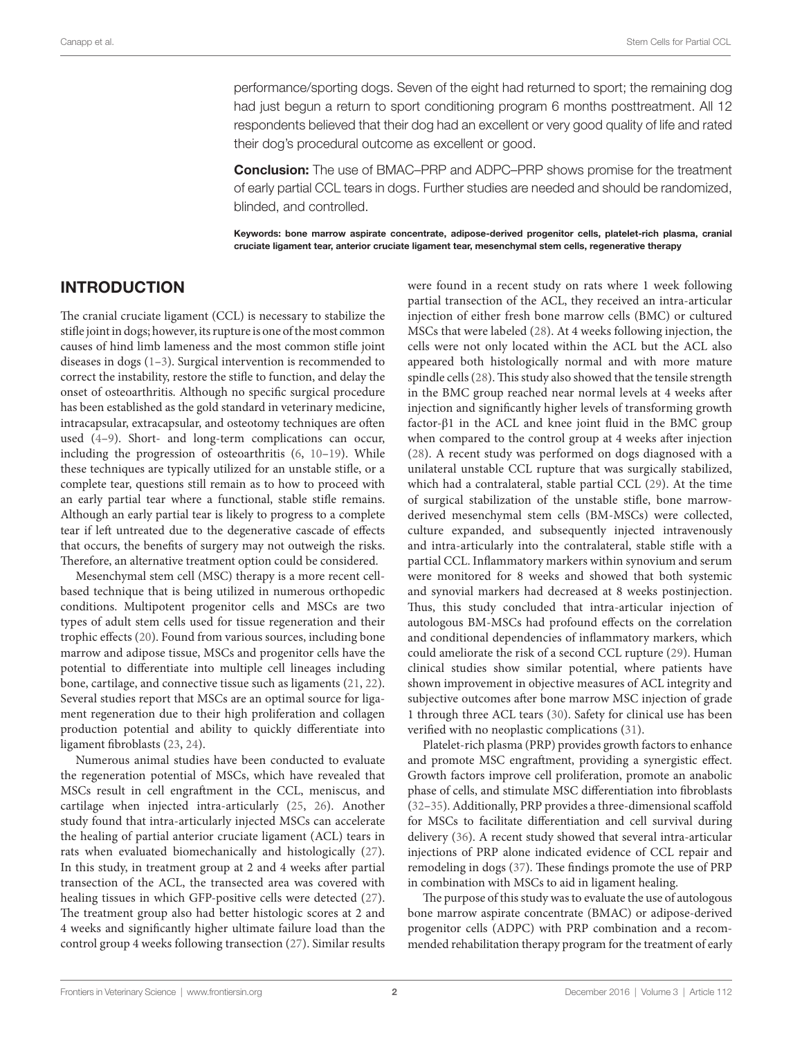performance/sporting dogs. Seven of the eight had returned to sport; the remaining dog had just begun a return to sport conditioning program 6 months posttreatment. All 12 respondents believed that their dog had an excellent or very good quality of life and rated their dog's procedural outcome as excellent or good.

**Conclusion:** The use of BMAC–PRP and ADPC–PRP shows promise for the treatment of early partial CCL tears in dogs. Further studies are needed and should be randomized, blinded, and controlled.

**Keywords: bone marrow aspirate concentrate, adipose-derived progenitor cells, platelet-rich plasma, cranial cruciate ligament tear, anterior cruciate ligament tear, mesenchymal stem cells, regenerative therapy**

## INTRODUCTION

The cranial cruciate ligament (CCL) is necessary to stabilize the stifle joint in dogs; however, its rupture is one of the most common causes of hind limb lameness and the most common stifle joint diseases in dogs (1–3). Surgical intervention is recommended to correct the instability, restore the stifle to function, and delay the onset of osteoarthritis. Although no specific surgical procedure has been established as the gold standard in veterinary medicine, intracapsular, extracapsular, and osteotomy techniques are often used (4–9). Short- and long-term complications can occur, including the progression of osteoarthritis (6, 10–19). While these techniques are typically utilized for an unstable stifle, or a complete tear, questions still remain as to how to proceed with an early partial tear where a functional, stable stifle remains. Although an early partial tear is likely to progress to a complete tear if left untreated due to the degenerative cascade of effects that occurs, the benefits of surgery may not outweigh the risks. Therefore, an alternative treatment option could be considered.

Mesenchymal stem cell (MSC) therapy is a more recent cell-based technique that is being utilized in numerous orthopedic conditions. Multipotent progenitor cells and MSCs are two types of adult stem cells used for tissue regeneration and their trophic effects (20). Found from various sources, including bone marrow and adipose tissue, MSCs and progenitor cells have the potential to differentiate into multiple cell lineages including bone, cartilage, and connective tissue such as ligaments (21, 22). Several studies report that MSCs are an optimal source for ligament regeneration due to their high proliferation and collagen production potential and ability to quickly differentiate into ligament fibroblasts (23, 24).

Numerous animal studies have been conducted to evaluate the regeneration potential of MSCs, which have revealed that MSCs result in cell engraftment in the CCL, meniscus, and cartilage when injected intra-articularly (25, 26). Another study found that intra-articularly injected MSCs can accelerate the healing of partial anterior cruciate ligament (ACL) tears in rats when evaluated biomechanically and histologically (27). In this study, in treatment group at 2 and 4 weeks after partial transection of the ACL, the transected area was covered with healing tissues in which GFP-positive cells were detected (27). The treatment group also had better histologic scores at 2 and 4 weeks and significantly higher ultimate failure load than the control group 4 weeks following transection (27). Similar results were found in a recent study on rats where 1 week following partial transection of the ACL, they received an intra-articular injection of either fresh bone marrow cells (BMC) or cultured MSCs that were labeled (28). At 4 weeks following injection, the cells were not only located within the ACL but the ACL also appeared both histologically normal and with more mature spindle cells (28). This study also showed that the tensile strength in the BMC group reached near normal levels at 4 weeks after injection and significantly higher levels of transforming growth factor-β1 in the ACL and knee joint fluid in the BMC group when compared to the control group at 4 weeks after injection (28). A recent study was performed on dogs diagnosed with a unilateral unstable CCL rupture that was surgically stabilized, which had a contralateral, stable partial CCL (29). At the time of surgical stabilization of the unstable stifle, bone marrow-derived mesenchymal stem cells (BM-MSCs) were collected, culture expanded, and subsequently injected intravenously and intra-articularly into the contralateral, stable stifle with a partial CCL. Inflammatory markers within synovium and serum were monitored for 8 weeks and showed that both systemic and synovial markers had decreased at 8 weeks postinjection. Thus, this study concluded that intra-articular injection of autologous BM-MSCs had profound effects on the correlation and conditional dependencies of inflammatory markers, which could ameliorate the risk of a second CCL rupture (29). Human clinical studies show similar potential, where patients have shown improvement in objective measures of ACL integrity and subjective outcomes after bone marrow MSC injection of grade 1 through three ACL tears (30). Safety for clinical use has been verified with no neoplastic complications (31).

Platelet-rich plasma (PRP) provides growth factors to enhance and promote MSC engraftment, providing a synergistic effect. Growth factors improve cell proliferation, promote an anabolic phase of cells, and stimulate MSC differentiation into fibroblasts (32–35). Additionally, PRP provides a three-dimensional scaffold for MSCs to facilitate differentiation and cell survival during delivery (36). A recent study showed that several intra-articular injections of PRP alone indicated evidence of CCL repair and remodeling in dogs (37). These findings promote the use of PRP in combination with MSCs to aid in ligament healing.

The purpose of this study was to evaluate the use of autologous bone marrow aspirate concentrate (BMAC) or adipose-derived progenitor cells (ADPC) with PRP combination and a recommended rehabilitation therapy program for the treatment of early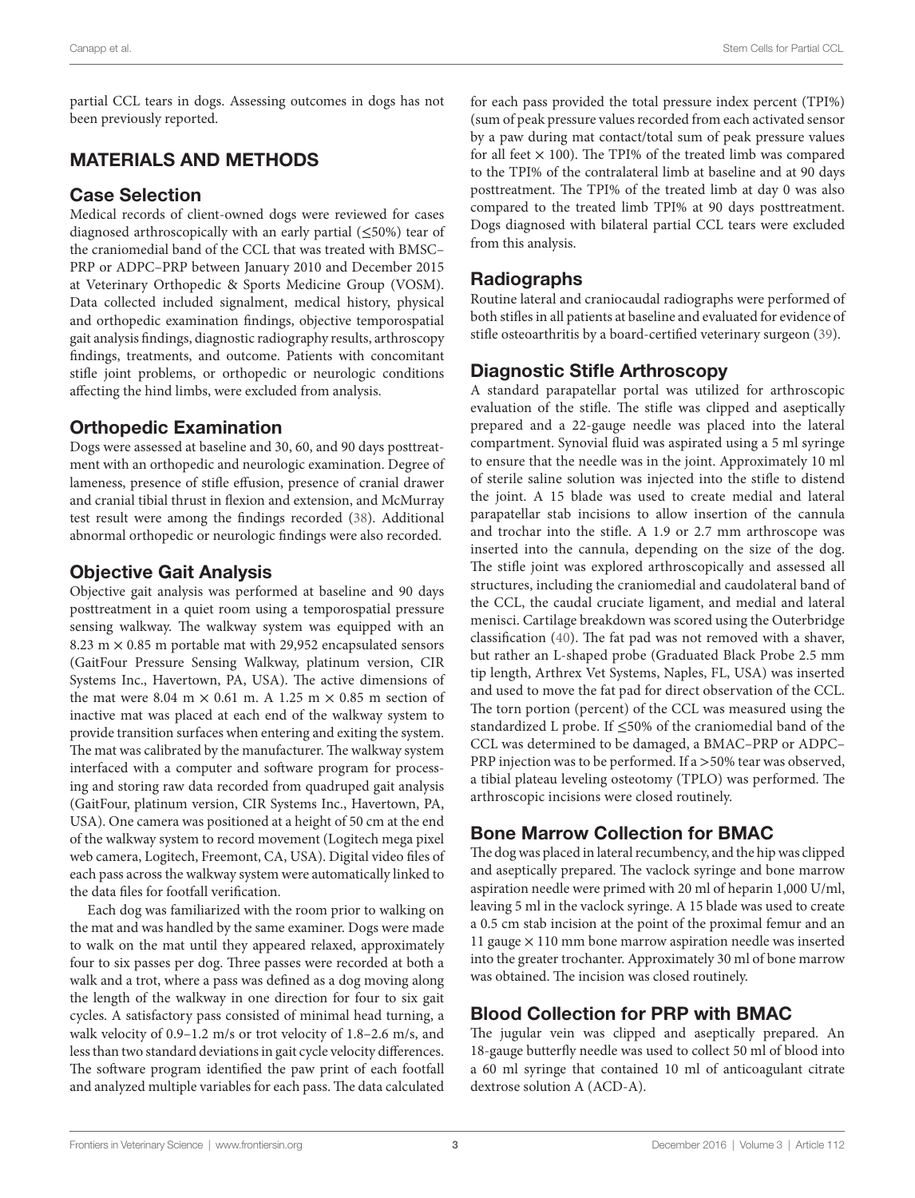partial CCL tears in dogs. Assessing outcomes in dogs has not been previously reported.

## MATERIALS AND METHODS

### Case Selection

Medical records of client-owned dogs were reviewed for cases diagnosed arthroscopically with an early partial (≤50%) tear of the craniomedial band of the CCL that was treated with BMSC–PRP or ADPC–PRP between January 2010 and December 2015 at Veterinary Orthopedic & Sports Medicine Group (VOSM). Data collected included signalment, medical history, physical and orthopedic examination findings, objective temporospatial gait analysis findings, diagnostic radiography results, arthroscopy findings, treatments, and outcome. Patients with concomitant stifle joint problems, or orthopedic or neurologic conditions affecting the hind limbs, were excluded from analysis.

### Orthopedic Examination

Dogs were assessed at baseline and 30, 60, and 90 days posttreatment with an orthopedic and neurologic examination. Degree of lameness, presence of stifle effusion, presence of cranial drawer and cranial tibial thrust in flexion and extension, and McMurray test result were among the findings recorded (38). Additional abnormal orthopedic or neurologic findings were also recorded.

### Objective Gait Analysis

Objective gait analysis was performed at baseline and 90 days posttreatment in a quiet room using a temporospatial pressure sensing walkway. The walkway system was equipped with an 8.23 m × 0.85 m portable mat with 29,952 encapsulated sensors (GaitFour Pressure Sensing Walkway, platinum version, CIR Systems Inc., Havertown, PA, USA). The active dimensions of the mat were 8.04 m × 0.61 m. A 1.25 m × 0.85 m section of inactive mat was placed at each end of the walkway system to provide transition surfaces when entering and exiting the system. The mat was calibrated by the manufacturer. The walkway system interfaced with a computer and software program for processing and storing raw data recorded from quadruped gait analysis (GaitFour, platinum version, CIR Systems Inc., Havertown, PA, USA). One camera was positioned at a height of 50 cm at the end of the walkway system to record movement (Logitech mega pixel web camera, Logitech, Freemont, CA, USA). Digital video files of each pass across the walkway system were automatically linked to the data files for footfall verification.

Each dog was familiarized with the room prior to walking on the mat and was handled by the same examiner. Dogs were made to walk on the mat until they appeared relaxed, approximately four to six passes per dog. Three passes were recorded at both a walk and a trot, where a pass was defined as a dog moving along the length of the walkway in one direction for four to six gait cycles. A satisfactory pass consisted of minimal head turning, a walk velocity of 0.9–1.2 m/s or trot velocity of 1.8–2.6 m/s, and less than two standard deviations in gait cycle velocity differences. The software program identified the paw print of each footfall and analyzed multiple variables for each pass. The data calculated for each pass provided the total pressure index percent (TPI%) (sum of peak pressure values recorded from each activated sensor by a paw during mat contact/total sum of peak pressure values for all feet × 100). The TPI% of the treated limb was compared to the TPI% of the contralateral limb at baseline and at 90 days posttreatment. The TPI% of the treated limb at day 0 was also compared to the treated limb TPI% at 90 days posttreatment. Dogs diagnosed with bilateral partial CCL tears were excluded from this analysis.

### Radiographs

Routine lateral and craniocaudal radiographs were performed of both stifles in all patients at baseline and evaluated for evidence of stifle osteoarthritis by a board-certified veterinary surgeon (39).

### Diagnostic Stifle Arthroscopy

A standard parapatellar portal was utilized for arthroscopic evaluation of the stifle. The stifle was clipped and aseptically prepared and a 22-gauge needle was placed into the lateral compartment. Synovial fluid was aspirated using a 5 ml syringe to ensure that the needle was in the joint. Approximately 10 ml of sterile saline solution was injected into the stifle to distend the joint. A 15 blade was used to create medial and lateral parapatellar stab incisions to allow insertion of the cannula and trochar into the stifle. A 1.9 or 2.7 mm arthroscope was inserted into the cannula, depending on the size of the dog. The stifle joint was explored arthroscopically and assessed all structures, including the craniomedial and caudolateral band of the CCL, the caudal cruciate ligament, and medial and lateral menisci. Cartilage breakdown was scored using the Outerbridge classification (40). The fat pad was not removed with a shaver, but rather an L-shaped probe (Graduated Black Probe 2.5 mm tip length, Arthrex Vet Systems, Naples, FL, USA) was inserted and used to move the fat pad for direct observation of the CCL. The torn portion (percent) of the CCL was measured using the standardized L probe. If ≤50% of the craniomedial band of the CCL was determined to be damaged, a BMAC–PRP or ADPC–PRP injection was to be performed. If a >50% tear was observed, a tibial plateau leveling osteotomy (TPLO) was performed. The arthroscopic incisions were closed routinely.

### Bone Marrow Collection for BMAC

The dog was placed in lateral recumbency, and the hip was clipped and aseptically prepared. The vaclock syringe and bone marrow aspiration needle were primed with 20 ml of heparin 1,000 U/ml, leaving 5 ml in the vaclock syringe. A 15 blade was used to create a 0.5 cm stab incision at the point of the proximal femur and an 11 gauge × 110 mm bone marrow aspiration needle was inserted into the greater trochanter. Approximately 30 ml of bone marrow was obtained. The incision was closed routinely.

### Blood Collection for PRP with BMAC

The jugular vein was clipped and aseptically prepared. An 18-gauge butterfly needle was used to collect 50 ml of blood into a 60 ml syringe that contained 10 ml of anticoagulant citrate dextrose solution A (ACD-A).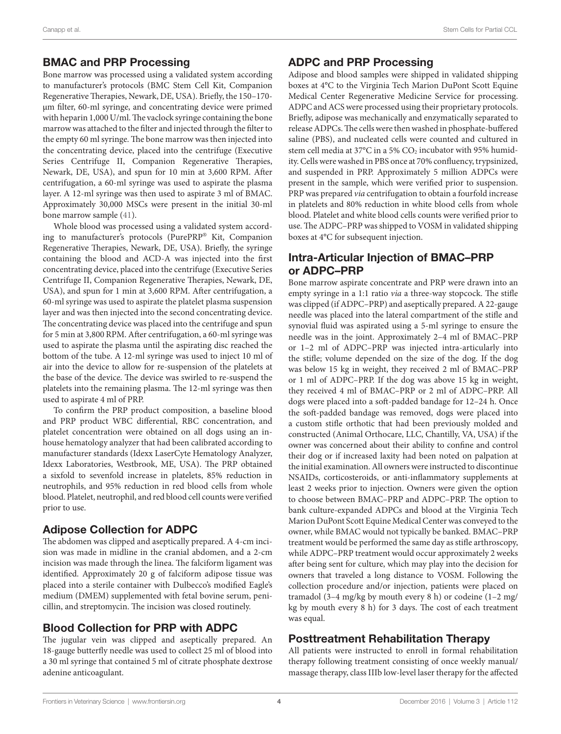## BMAC and PRP Processing

Bone marrow was processed using a validated system according to manufacturer's protocols (BMC Stem Cell Kit, Companion Regenerative Therapies, Newark, DE, USA). Briefly, the 150–170-μm filter, 60-ml syringe, and concentrating device were primed with heparin 1,000 U/ml. The vaclock syringe containing the bone marrow was attached to the filter and injected through the filter to the empty 60 ml syringe. The bone marrow was then injected into the concentrating device, placed into the centrifuge (Executive Series Centrifuge II, Companion Regenerative Therapies, Newark, DE, USA), and spun for 10 min at 3,600 RPM. After centrifugation, a 60-ml syringe was used to aspirate the plasma layer. A 12-ml syringe was then used to aspirate 3 ml of BMAC. Approximately 30,000 MSCs were present in the initial 30-ml bone marrow sample (41).

Whole blood was processed using a validated system according to manufacturer's protocols (PurePRP® Kit, Companion Regenerative Therapies, Newark, DE, USA). Briefly, the syringe containing the blood and ACD-A was injected into the first concentrating device, placed into the centrifuge (Executive Series Centrifuge II, Companion Regenerative Therapies, Newark, DE, USA), and spun for 1 min at 3,600 RPM. After centrifugation, a 60-ml syringe was used to aspirate the platelet plasma suspension layer and was then injected into the second concentrating device. The concentrating device was placed into the centrifuge and spun for 5 min at 3,800 RPM. After centrifugation, a 60-ml syringe was used to aspirate the plasma until the aspirating disc reached the bottom of the tube. A 12-ml syringe was used to inject 10 ml of air into the device to allow for re-suspension of the platelets at the base of the device. The device was swirled to re-suspend the platelets into the remaining plasma. The 12-ml syringe was then used to aspirate 4 ml of PRP.

To confirm the PRP product composition, a baseline blood and PRP product WBC differential, RBC concentration, and platelet concentration were obtained on all dogs using an in-house hematology analyzer that had been calibrated according to manufacturer standards (Idexx LaserCyte Hematology Analyzer, Idexx Laboratories, Westbrook, ME, USA). The PRP obtained a sixfold to sevenfold increase in platelets, 85% reduction in neutrophils, and 95% reduction in red blood cells from whole blood. Platelet, neutrophil, and red blood cell counts were verified prior to use.

## Adipose Collection for ADPC

The abdomen was clipped and aseptically prepared. A 4-cm incision was made in midline in the cranial abdomen, and a 2-cm incision was made through the linea. The falciform ligament was identified. Approximately 20 g of falciform adipose tissue was placed into a sterile container with Dulbecco's modified Eagle's medium (DMEM) supplemented with fetal bovine serum, penicillin, and streptomycin. The incision was closed routinely.

## Blood Collection for PRP with ADPC

The jugular vein was clipped and aseptically prepared. An 18-gauge butterfly needle was used to collect 25 ml of blood into a 30 ml syringe that contained 5 ml of citrate phosphate dextrose adenine anticoagulant.

## ADPC and PRP Processing

Adipose and blood samples were shipped in validated shipping boxes at 4°C to the Virginia Tech Marion DuPont Scott Equine Medical Center Regenerative Medicine Service for processing. ADPC and ACS were processed using their proprietary protocols. Briefly, adipose was mechanically and enzymatically separated to release ADPCs. The cells were then washed in phosphate-buffered saline (PBS), and nucleated cells were counted and cultured in stem cell media at 37°C in a 5% $CO_2$ incubator with 95% humidity. Cells were washed in PBS once at 70% confluency, trypsinized, and suspended in PRP. Approximately 5 million ADPCs were present in the sample, which were verified prior to suspension. PRP was prepared *via* centrifugation to obtain a fourfold increase in platelets and 80% reduction in white blood cells from whole blood. Platelet and white blood cells counts were verified prior to use. The ADPC–PRP was shipped to VOSM in validated shipping boxes at 4°C for subsequent injection.

## Intra-Articular Injection of BMAC–PRP or ADPC–PRP

Bone marrow aspirate concentrate and PRP were drawn into an empty syringe in a 1:1 ratio *via* a three-way stopcock. The stifle was clipped (if ADPC–PRP) and aseptically prepared. A 22-gauge needle was placed into the lateral compartment of the stifle and synovial fluid was aspirated using a 5-ml syringe to ensure the needle was in the joint. Approximately 2–4 ml of BMAC–PRP or 1–2 ml of ADPC–PRP was injected intra-articularly into the stifle; volume depended on the size of the dog. If the dog was below 15 kg in weight, they received 2 ml of BMAC–PRP or 1 ml of ADPC–PRP. If the dog was above 15 kg in weight, they received 4 ml of BMAC–PRP or 2 ml of ADPC–PRP. All dogs were placed into a soft-padded bandage for 12–24 h. Once the soft-padded bandage was removed, dogs were placed into a custom stifle orthotic that had been previously molded and constructed (Animal Orthocare, LLC, Chantilly, VA, USA) if the owner was concerned about their ability to confine and control their dog or if increased laxity had been noted on palpation at the initial examination. All owners were instructed to discontinue NSAIDs, corticosteroids, or anti-inflammatory supplements at least 2 weeks prior to injection. Owners were given the option to choose between BMAC–PRP and ADPC–PRP. The option to bank culture-expanded ADPCs and blood at the Virginia Tech Marion DuPont Scott Equine Medical Center was conveyed to the owner, while BMAC would not typically be banked. BMAC–PRP treatment would be performed the same day as stifle arthroscopy, while ADPC–PRP treatment would occur approximately 2 weeks after being sent for culture, which may play into the decision for owners that traveled a long distance to VOSM. Following the collection procedure and/or injection, patients were placed on tramadol (3–4 mg/kg by mouth every 8 h) or codeine (1–2 mg/kg by mouth every 8 h) for 3 days. The cost of each treatment was equal.

## Posttreatment Rehabilitation Therapy

All patients were instructed to enroll in formal rehabilitation therapy following treatment consisting of once weekly manual/massage therapy, class IIIb low-level laser therapy for the affected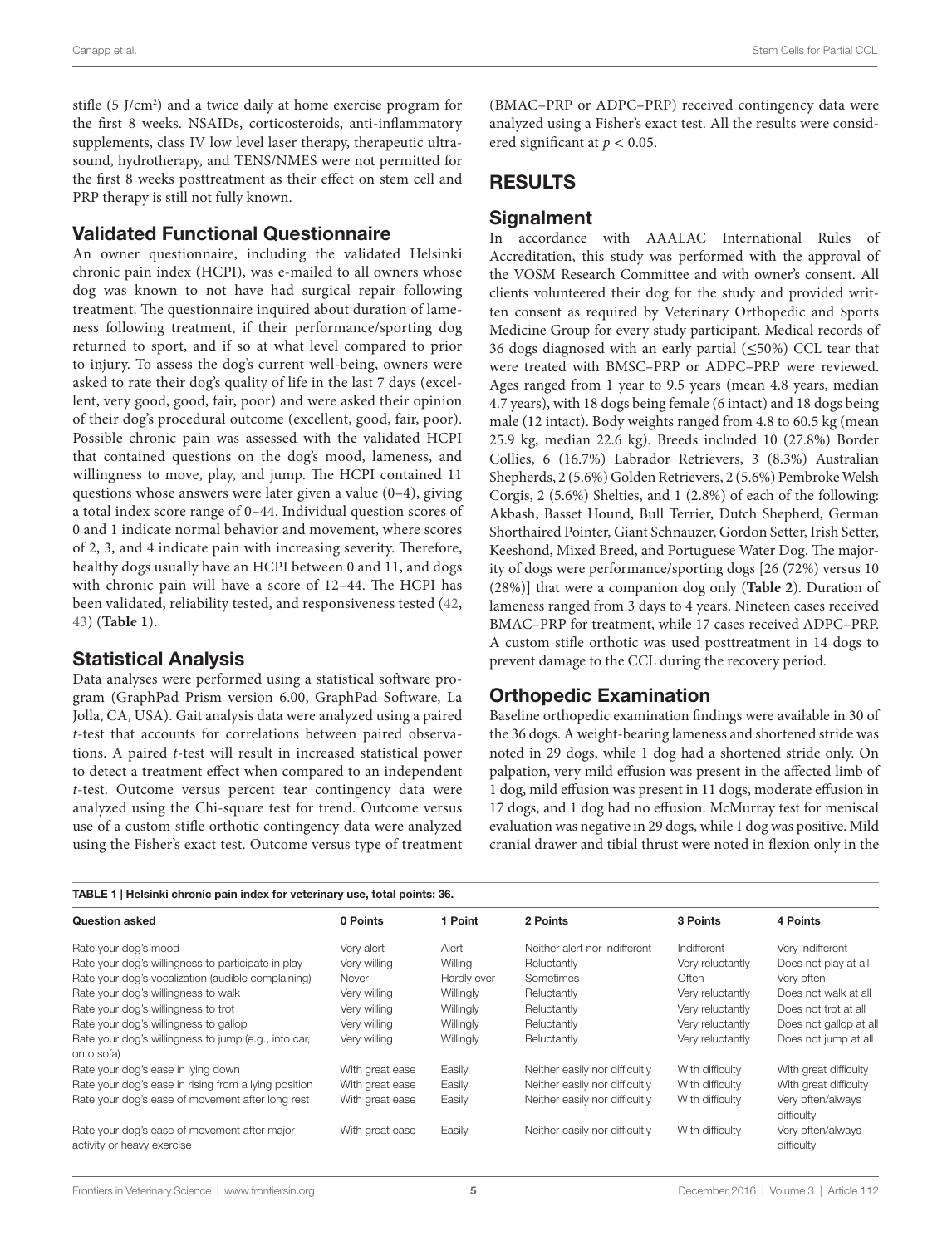stifle (5 J/cm²) and a twice daily at home exercise program for the first 8 weeks. NSAIDs, corticosteroids, anti-inflammatory supplements, class IV low level laser therapy, therapeutic ultrasound, hydrotherapy, and TENS/NMES were not permitted for the first 8 weeks posttreatment as their effect on stem cell and PRP therapy is still not fully known.

## Validated Functional Questionnaire

An owner questionnaire, including the validated Helsinki chronic pain index (HCPI), was e-mailed to all owners whose dog was known to not have had surgical repair following treatment. The questionnaire inquired about duration of lameness following treatment, if their performance/sporting dog returned to sport, and if so at what level compared to prior to injury. To assess the dog's current well-being, owners were asked to rate their dog's quality of life in the last 7 days (excellent, very good, good, fair, poor) and were asked their opinion of their dog's procedural outcome (excellent, good, fair, poor). Possible chronic pain was assessed with the validated HCPI that contained questions on the dog's mood, lameness, and willingness to move, play, and jump. The HCPI contained 11 questions whose answers were later given a value (0–4), giving a total index score range of 0–44. Individual question scores of 0 and 1 indicate normal behavior and movement, where scores of 2, 3, and 4 indicate pain with increasing severity. Therefore, healthy dogs usually have an HCPI between 0 and 11, and dogs with chronic pain will have a score of 12–44. The HCPI has been validated, reliability tested, and responsiveness tested (42, 43) (**Table 1**).

## Statistical Analysis

Data analyses were performed using a statistical software program (GraphPad Prism version 6.00, GraphPad Software, La Jolla, CA, USA). Gait analysis data were analyzed using a paired *t*-test that accounts for correlations between paired observations. A paired *t*-test will result in increased statistical power to detect a treatment effect when compared to an independent *t*-test. Outcome versus percent tear contingency data were analyzed using the Chi-square test for trend. Outcome versus use of a custom stifle orthotic contingency data were analyzed using the Fisher's exact test. Outcome versus type of treatment (BMAC–PRP or ADPC–PRP) received contingency data were analyzed using a Fisher's exact test. All the results were considered significant at $p < 0.05$.

# RESULTS

## Signalment

In accordance with AAALAC International Rules of Accreditation, this study was performed with the approval of the VOSM Research Committee and with owner's consent. All clients volunteered their dog for the study and provided written consent as required by Veterinary Orthopedic and Sports Medicine Group for every study participant. Medical records of 36 dogs diagnosed with an early partial (≤50%) CCL tear that were treated with BMSC–PRP or ADPC–PRP were reviewed. Ages ranged from 1 year to 9.5 years (mean 4.8 years, median 4.7 years), with 18 dogs being female (6 intact) and 18 dogs being male (12 intact). Body weights ranged from 4.8 to 60.5 kg (mean 25.9 kg, median 22.6 kg). Breeds included 10 (27.8%) Border Collies, 6 (16.7%) Labrador Retrievers, 3 (8.3%) Australian Shepherds, 2 (5.6%) Golden Retrievers, 2 (5.6%) Pembroke Welsh Corgis, 2 (5.6%) Shelties, and 1 (2.8%) of each of the following: Akbash, Basset Hound, Bull Terrier, Dutch Shepherd, German Shorthaired Pointer, Giant Schnauzer, Gordon Setter, Irish Setter, Keeshond, Mixed Breed, and Portuguese Water Dog. The majority of dogs were performance/sporting dogs [26 (72%) versus 10 (28%)] that were a companion dog only (**Table 2**). Duration of lameness ranged from 3 days to 4 years. Nineteen cases received BMAC–PRP for treatment, while 17 cases received ADPC–PRP. A custom stifle orthotic was used posttreatment in 14 dogs to prevent damage to the CCL during the recovery period.

## Orthopedic Examination

Baseline orthopedic examination findings were available in 30 of the 36 dogs. A weight-bearing lameness and shortened stride was noted in 29 dogs, while 1 dog had a shortened stride only. On palpation, very mild effusion was present in the affected limb of 1 dog, mild effusion was present in 11 dogs, moderate effusion in 17 dogs, and 1 dog had no effusion. McMurray test for meniscal evaluation was negative in 29 dogs, while 1 dog was positive. Mild cranial drawer and tibial thrust were noted in flexion only in the

**TABLE 1 | Helsinki chronic pain index for veterinary use, total points: 36.**

| Question asked | 0 Points | 1 Point | 2 Points | 3 Points | 4 Points |
|---|---|---|---|---|---|
| Rate your dog's mood | Very alert | Alert | Neither alert nor indifferent | Indifferent | Very indifferent |
| Rate your dog's willingness to participate in play | Very willing | Willing | Reluctantly | Very reluctantly | Does not play at all |
| Rate your dog's vocalization (audible complaining) | Never | Hardly ever | Sometimes | Often | Very often |
| Rate your dog's willingness to walk | Very willing | Willingly | Reluctantly | Very reluctantly | Does not walk at all |
| Rate your dog's willingness to trot | Very willing | Willingly | Reluctantly | Very reluctantly | Does not trot at all |
| Rate your dog's willingness to gallop | Very willing | Willingly | Reluctantly | Very reluctantly | Does not gallop at all |
| Rate your dog's willingness to jump (e.g., into car, onto sofa) | Very willing | Willingly | Reluctantly | Very reluctantly | Does not jump at all |
| Rate your dog's ease in lying down | With great ease | Easily | Neither easily nor difficultly | With difficulty | With great difficulty |
| Rate your dog's ease in rising from a lying position | With great ease | Easily | Neither easily nor difficultly | With difficulty | With great difficulty |
| Rate your dog's ease of movement after long rest | With great ease | Easily | Neither easily nor difficultly | With difficulty | Very often/always difficulty |
| Rate your dog's ease of movement after major activity or heavy exercise | With great ease | Easily | Neither easily nor difficultly | With difficulty | Very often/always difficulty |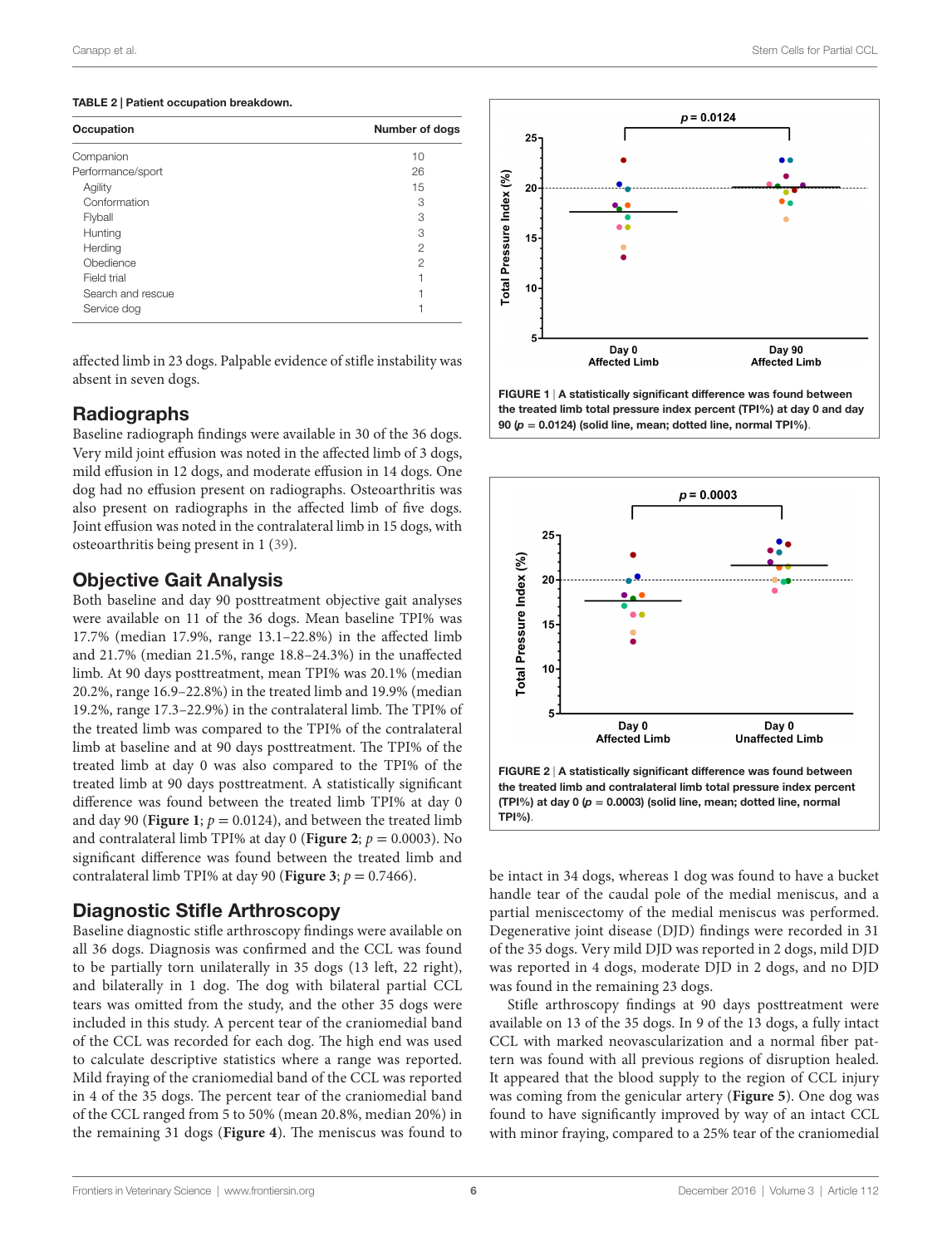**TABLE 2 | Patient occupation breakdown.**

| Occupation | Number of dogs |
|---|---|
| Companion | 10 |
| Performance/sport | 26 |
| Agility | 15 |
| Conformation | 3 |
| Flyball | 3 |
| Hunting | 3 |
| Herding | 2 |
| Obedience | 2 |
| Field trial | 1 |
| Search and rescue | 1 |
| Service dog | 1 |

affected limb in 23 dogs. Palpable evidence of stifle instability was absent in seven dogs.

## Radiographs

Baseline radiograph findings were available in 30 of the 36 dogs. Very mild joint effusion was noted in the affected limb of 3 dogs, mild effusion in 12 dogs, and moderate effusion in 14 dogs. One dog had no effusion present on radiographs. Osteoarthritis was also present on radiographs in the affected limb of five dogs. Joint effusion was noted in the contralateral limb in 15 dogs, with osteoarthritis being present in 1 (39).

## Objective Gait Analysis

Both baseline and day 90 posttreatment objective gait analyses were available on 11 of the 36 dogs. Mean baseline TPI% was 17.7% (median 17.9%, range 13.1–22.8%) in the affected limb and 21.7% (median 21.5%, range 18.8–24.3%) in the unaffected limb. At 90 days posttreatment, mean TPI% was 20.1% (median 20.2%, range 16.9–22.8%) in the treated limb and 19.9% (median 19.2%, range 17.3–22.9%) in the contralateral limb. The TPI% of the treated limb was compared to the TPI% of the contralateral limb at baseline and at 90 days posttreatment. The TPI% of the treated limb at day 0 was also compared to the TPI% of the treated limb at 90 days posttreatment. A statistically significant difference was found between the treated limb TPI% at day 0 and day 90 (**Figure 1**; $p = 0.0124$), and between the treated limb and contralateral limb TPI% at day 0 (**Figure 2**; $p = 0.0003$). No significant difference was found between the treated limb and contralateral limb TPI% at day 90 (**Figure 3**; $p = 0.7466$).

**FIGURE 1** | **A statistically significant difference was found between the treated limb total pressure index percent (TPI%) at day 0 and day 90 ($p = 0.0124$) (solid line, mean; dotted line, normal TPI%).**

**FIGURE 2** | **A statistically significant difference was found between the treated limb and contralateral limb total pressure index percent (TPI%) at day 0 ($p = 0.0003$) (solid line, mean; dotted line, normal TPI%).**

## Diagnostic Stifle Arthroscopy

Baseline diagnostic stifle arthroscopy findings were available on all 36 dogs. Diagnosis was confirmed and the CCL was found to be partially torn unilaterally in 35 dogs (13 left, 22 right), and bilaterally in 1 dog. The dog with bilateral partial CCL tears was omitted from the study, and the other 35 dogs were included in this study. A percent tear of the craniomedial band of the CCL was recorded for each dog. The high end was used to calculate descriptive statistics where a range was reported. Mild fraying of the craniomedial band of the CCL was reported in 4 of the 35 dogs. The percent tear of the craniomedial band of the CCL ranged from 5 to 50% (mean 20.8%, median 20%) in the remaining 31 dogs (**Figure 4**). The meniscus was found to be intact in 34 dogs, whereas 1 dog was found to have a bucket handle tear of the caudal pole of the medial meniscus, and a partial meniscectomy of the medial meniscus was performed. Degenerative joint disease (DJD) findings were recorded in 31 of the 35 dogs. Very mild DJD was reported in 2 dogs, mild DJD was reported in 4 dogs, moderate DJD in 2 dogs, and no DJD was found in the remaining 23 dogs.

Stifle arthroscopy findings at 90 days posttreatment were available on 13 of the 35 dogs. In 9 of the 13 dogs, a fully intact CCL with marked neovascularization and a normal fiber pattern was found with all previous regions of disruption healed. It appeared that the blood supply to the region of CCL injury was coming from the genicular artery (**Figure 5**). One dog was found to have significantly improved by way of an intact CCL with minor fraying, compared to a 25% tear of the craniomedial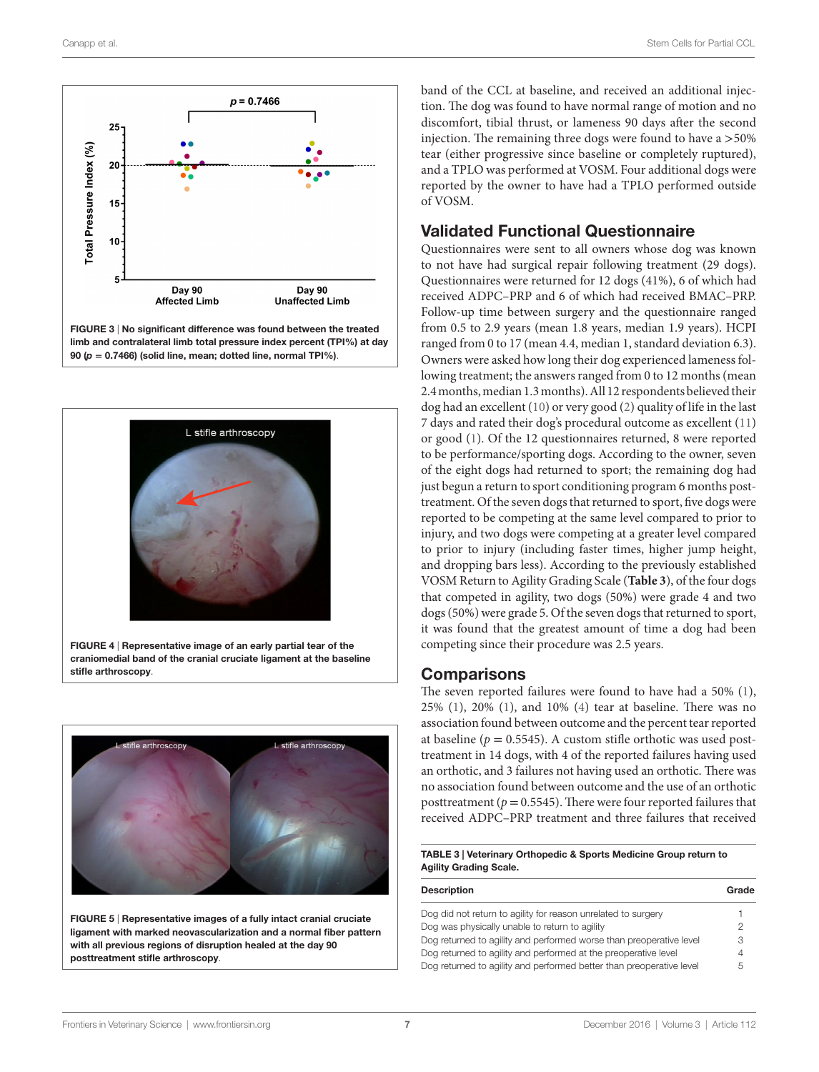FIGURE 3 | No significant difference was found between the treated limb and contralateral limb total pressure index percent (TPI%) at day 90 ($p = 0.7466$) (solid line, mean; dotted line, normal TPI%).

FIGURE 4 | Representative image of an early partial tear of the craniomedial band of the cranial cruciate ligament at the baseline stifle arthroscopy.

FIGURE 5 | Representative images of a fully intact cranial cruciate ligament with marked neovascularization and a normal fiber pattern with all previous regions of disruption healed at the day 90 posttreatment stifle arthroscopy.

band of the CCL at baseline, and received an additional injection. The dog was found to have normal range of motion and no discomfort, tibial thrust, or lameness 90 days after the second injection. The remaining three dogs were found to have a >50% tear (either progressive since baseline or completely ruptured), and a TPLO was performed at VOSM. Four additional dogs were reported by the owner to have had a TPLO performed outside of VOSM.

## Validated Functional Questionnaire

Questionnaires were sent to all owners whose dog was known to not have had surgical repair following treatment (29 dogs). Questionnaires were returned for 12 dogs (41%), 6 of which had received ADPC–PRP and 6 of which had received BMAC–PRP. Follow-up time between surgery and the questionnaire ranged from 0.5 to 2.9 years (mean 1.8 years, median 1.9 years). HCPI ranged from 0 to 17 (mean 4.4, median 1, standard deviation 6.3). Owners were asked how long their dog experienced lameness following treatment; the answers ranged from 0 to 12 months (mean 2.4 months, median 1.3 months). All 12 respondents believed their dog had an excellent (10) or very good (2) quality of life in the last 7 days and rated their dog's procedural outcome as excellent (11) or good (1). Of the 12 questionnaires returned, 8 were reported to be performance/sporting dogs. According to the owner, seven of the eight dogs had returned to sport; the remaining dog had just begun a return to sport conditioning program 6 months posttreatment. Of the seven dogs that returned to sport, five dogs were reported to be competing at the same level compared to prior to injury, and two dogs were competing at a greater level compared to prior to injury (including faster times, higher jump height, and dropping bars less). According to the previously established VOSM Return to Agility Grading Scale (**Table 3**), of the four dogs that competed in agility, two dogs (50%) were grade 4 and two dogs (50%) were grade 5. Of the seven dogs that returned to sport, it was found that the greatest amount of time a dog had been competing since their procedure was 2.5 years.

## Comparisons

The seven reported failures were found to have had a 50% (1), 25% (1), 20% (1), and 10% (4) tear at baseline. There was no association found between outcome and the percent tear reported at baseline ($p = 0.5545$). A custom stifle orthotic was used posttreatment in 14 dogs, with 4 of the reported failures having used an orthotic, and 3 failures not having used an orthotic. There was no association found between outcome and the use of an orthotic posttreatment ($p = 0.5545$). There were four reported failures that received ADPC–PRP treatment and three failures that received

**TABLE 3 | Veterinary Orthopedic & Sports Medicine Group return to Agility Grading Scale.**

| Description | Grade |
|---|---|
| Dog did not return to agility for reason unrelated to surgery | 1 |
| Dog was physically unable to return to agility | 2 |
| Dog returned to agility and performed worse than preoperative level | 3 |
| Dog returned to agility and performed at the preoperative level | 4 |
| Dog returned to agility and performed better than preoperative level | 5 |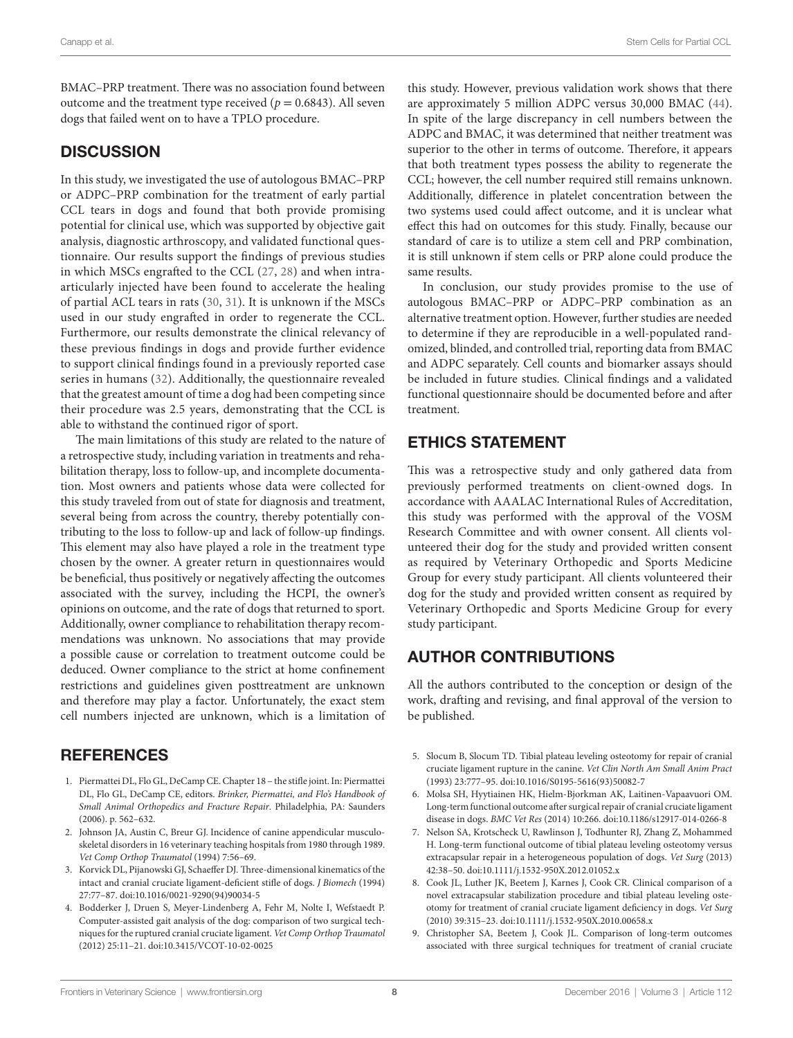BMAC–PRP treatment. There was no association found between outcome and the treatment type received ($p = 0.6843$). All seven dogs that failed went on to have a TPLO procedure.

## DISCUSSION

In this study, we investigated the use of autologous BMAC–PRP or ADPC–PRP combination for the treatment of early partial CCL tears in dogs and found that both provide promising potential for clinical use, which was supported by objective gait analysis, diagnostic arthroscopy, and validated functional questionnaire. Our results support the findings of previous studies in which MSCs engrafted to the CCL (27, 28) and when intra-articularly injected have been found to accelerate the healing of partial ACL tears in rats (30, 31). It is unknown if the MSCs used in our study engrafted in order to regenerate the CCL. Furthermore, our results demonstrate the clinical relevancy of these previous findings in dogs and provide further evidence to support clinical findings found in a previously reported case series in humans (32). Additionally, the questionnaire revealed that the greatest amount of time a dog had been competing since their procedure was 2.5 years, demonstrating that the CCL is able to withstand the continued rigor of sport.

The main limitations of this study are related to the nature of a retrospective study, including variation in treatments and rehabilitation therapy, loss to follow-up, and incomplete documentation. Most owners and patients whose data were collected for this study traveled from out of state for diagnosis and treatment, several being from across the country, thereby potentially contributing to the loss to follow-up and lack of follow-up findings. This element may also have played a role in the treatment type chosen by the owner. A greater return in questionnaires would be beneficial, thus positively or negatively affecting the outcomes associated with the survey, including the HCPI, the owner's opinions on outcome, and the rate of dogs that returned to sport. Additionally, owner compliance to rehabilitation therapy recommendations was unknown. No associations that may provide a possible cause or correlation to treatment outcome could be deduced. Owner compliance to the strict at home confinement restrictions and guidelines given posttreatment are unknown and therefore may play a factor. Unfortunately, the exact stem cell numbers injected are unknown, which is a limitation of this study. However, previous validation work shows that there are approximately 5 million ADPC versus 30,000 BMAC (44). In spite of the large discrepancy in cell numbers between the ADPC and BMAC, it was determined that neither treatment was superior to the other in terms of outcome. Therefore, it appears that both treatment types possess the ability to regenerate the CCL; however, the cell number required still remains unknown. Additionally, difference in platelet concentration between the two systems used could affect outcome, and it is unclear what effect this had on outcomes for this study. Finally, because our standard of care is to utilize a stem cell and PRP combination, it is still unknown if stem cells or PRP alone could produce the same results.

In conclusion, our study provides promise to the use of autologous BMAC–PRP or ADPC–PRP combination as an alternative treatment option. However, further studies are needed to determine if they are reproducible in a well-populated randomized, blinded, and controlled trial, reporting data from BMAC and ADPC separately. Cell counts and biomarker assays should be included in future studies. Clinical findings and a validated functional questionnaire should be documented before and after treatment.

## ETHICS STATEMENT

This was a retrospective study and only gathered data from previously performed treatments on client-owned dogs. In accordance with AAALAC International Rules of Accreditation, this study was performed with the approval of the VOSM Research Committee and with owner consent. All clients volunteered their dog for the study and provided written consent as required by Veterinary Orthopedic and Sports Medicine Group for every study participant. All clients volunteered their dog for the study and provided written consent as required by Veterinary Orthopedic and Sports Medicine Group for every study participant.

## AUTHOR CONTRIBUTIONS

All the authors contributed to the conception or design of the work, drafting and revising, and final approval of the version to be published.

## REFERENCES

1. Piermattei DL, Flo GL, DeCamp CE. Chapter 18 – the stifle joint. In: Piermattei DL, Flo GL, DeCamp CE, editors. *Brinker, Piermattei, and Flo's Handbook of Small Animal Orthopedics and Fracture Repair*. Philadelphia, PA: Saunders (2006). p. 562–632.
2. Johnson JA, Austin C, Breur GJ. Incidence of canine appendicular musculoskeletal disorders in 16 veterinary teaching hospitals from 1980 through 1989. *Vet Comp Orthop Traumatol* (1994) 7:56–69.
3. Korvick DL, Pijanowski GJ, Schaeffer DJ. Three-dimensional kinematics of the intact and cranial cruciate ligament-deficient stifle of dogs. *J Biomech* (1994) 27:77–87. doi:10.1016/0021-9290(94)90034-5
4. Bodderker J, Druen S, Meyer-Lindenberg A, Fehr M, Nolte I, Wefstaedt P. Computer-assisted gait analysis of the dog: comparison of two surgical techniques for the ruptured cranial cruciate ligament. *Vet Comp Orthop Traumatol* (2012) 25:11–21. doi:10.3415/VCOT-10-02-0025
5. Slocum B, Slocum TD. Tibial plateau leveling osteotomy for repair of cranial cruciate ligament rupture in the canine. *Vet Clin North Am Small Anim Pract* (1993) 23:777–95. doi:10.1016/S0195-5616(93)50082-7
6. Molsa SH, Hyytiainen HK, Hielm-Bjorkman AK, Laitinen-Vapaavuori OM. Long-term functional outcome after surgical repair of cranial cruciate ligament disease in dogs. *BMC Vet Res* (2014) 10:266. doi:10.1186/s12917-014-0266-8
7. Nelson SA, Krotscheck U, Rawlinson J, Todhunter RJ, Zhang Z, Mohammed H. Long-term functional outcome of tibial plateau leveling osteotomy versus extracapsular repair in a heterogeneous population of dogs. *Vet Surg* (2013) 42:38–50. doi:10.1111/j.1532-950X.2012.01052.x
8. Cook JL, Luther JK, Beetem J, Karnes J, Cook CR. Clinical comparison of a novel extracapsular stabilization procedure and tibial plateau leveling osteotomy for treatment of cranial cruciate ligament deficiency in dogs. *Vet Surg* (2010) 39:315–23. doi:10.1111/j.1532-950X.2010.00658.x
9. Christopher SA, Beetem J, Cook JL. Comparison of long-term outcomes associated with three surgical techniques for treatment of cranial cruciate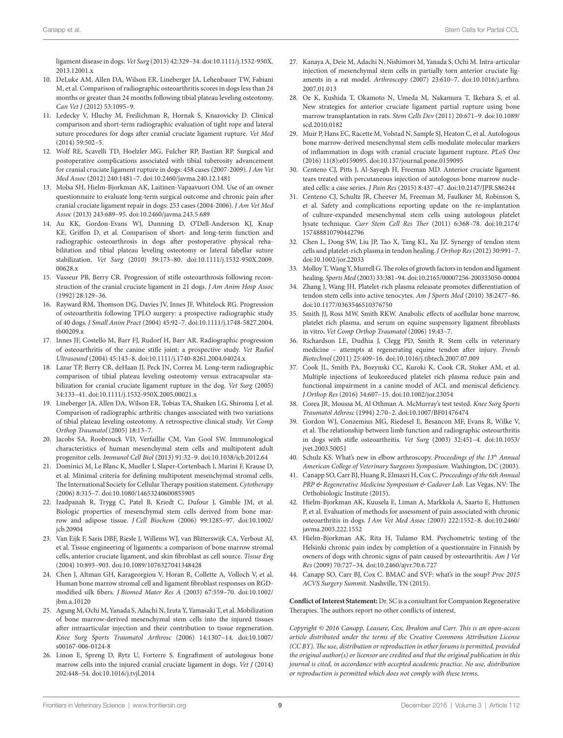ligament disease in dogs. *Vet Surg* (2013) 42:329–34. doi:10.1111/j.1532-950X.2013.12001.x

10. DeLuke AM, Allen DA, Wilson ER, Lineberger JA, Lehenbauer TW, Fabiani M, et al. Comparison of radiographic osteoarthritis scores in dogs less than 24 months or greater than 24 months following tibial plateau leveling osteotomy. *Can Vet J* (2012) 53:1095–9.
11. Ledecky V, Hluchy M, Freilichman R, Hornak S, Knazovicky D. Clinical comparison and short-term radiographic evaluation of tight rope and lateral suture procedures for dogs after cranial cruciate ligament rupture. *Vet Med* (2014) 59:502–5.
12. Wolf RE, Scavelli TD, Hoelzler MG, Fulcher RP, Bastian RP. Surgical and postoperative complications associated with tibial tuberosity advancement for cranial cruciate ligament rupture in dogs: 458 cases (2007-2009). *J Am Vet Med Assoc* (2012) 240:1481–7. doi:10.2460/javma.240.12.1481
13. Molsa SH, Hielm-Bjorkman AK, Laitinen-Vapaavuori OM. Use of an owner questionnaire to evaluate long-term surgical outcome and chronic pain after cranial cruciate ligament repair in dogs: 253 cases (2004-2006). *J Am Vet Med Assoc* (2013) 243:689–95. doi:10.2460/javma.243.5.689
14. Au KK, Gordon-Evans WJ, Dunning D, O'Dell-Anderson KJ, Knap KE, Griffon D, et al. Comparison of short- and long-term function and radiographic osteoarthrosis in dogs after postoperative physical rehabilitation and tibial plateau leveling osteotomy or lateral fabellar suture stabilization. *Vet Surg* (2010) 39:173–80. doi:10.1111/j.1532-950X.2009.00628.x
15. Vasseur PB, Berry CR. Progression of stifle osteoarthrosis following reconstruction of the cranial cruciate ligament in 21 dogs. *J Am Anim Hosp Assoc* (1992) 28:129–36.
16. Rayward RM, Thomson DG, Davies JV, Innes JF, Whitelock RG. Progression of osteoarthritis following TPLO surgery: a prospective radiographic study of 40 dogs. *J Small Anim Pract* (2004) 45:92–7. doi:10.1111/j.1748-5827.2004.tb00209.x
17. Innes JF, Costello M, Barr FJ, Rudorf H, Barr AR. Radiographic progression of osteoarthritis of the canine stifle joint: a prospective study. *Vet Radiol Ultrasound* (2004) 45:143–8. doi:10.1111/j.1740-8261.2004.04024.x
18. Lazar TP, Berry CR, deHaan JJ, Peck JN, Correa M. Long-term radiographic comparison of tibial plateau leveling osteotomy versus extracapsular stabilization for cranial cruciate ligament rupture in the dog. *Vet Surg* (2005) 34:133–41. doi:10.1111/j.1532-950X.2005.00021.x
19. Lineberger JA, Allen DA, Wilson ER, Tobias TA, Shaiken LG, Shiroma J, et al. Comparison of radiographic arthritic changes associated with two variations of tibial plateau leveling osteotomy. A retrospective clinical study. *Vet Comp Orthop Traumatol* (2005) 18:13–7.
20. Jacobs SA, Roobrouck VD, Verfaillie CM, Van Gool SW. Immunological characteristics of human mesenchymal stem cells and multipotent adult progenitor cells. *Immunol Cell Biol* (2013) 91:32–9. doi:10.1038/icb.2012.64
21. Dominici M, Le Blanc K, Mueller I, Slaper-Cortenbach I, Marini F, Krause D, et al. Minimal criteria for defining multipotent mesenchymal stromal cells. The International Society for Cellular Therapy position statement. *Cytotherapy* (2006) 8:315–7. doi:10.1080/14653240600855905
22. Izadpanah R, Trygg C, Patel B, Kriedt C, Dufour J, Gimble JM, et al. Biologic properties of mesenchymal stem cells derived from bone marrow and adipose tissue. *J Cell Biochem* (2006) 99:1285–97. doi:10.1002/jcb.20904
23. Van Eijk F, Saris DBF, Riesle J, Willems WJ, van Blitterswijk CA, Verbout AJ, et al. Tissue engineering of ligaments: a comparison of bone marrow stromal cells, anterior cruciate ligament, and skin fibroblast as cell source. *Tissue Eng* (2004) 10:893–903. doi:10.1089/1076327041348428
24. Chen J, Altman GH, Karageorgiou V, Horan R, Collette A, Volloch V, et al. Human bone marrow stromal cell and ligament fibroblast responses on RGD-modified silk fibers. *J Biomed Mater Res A* (2003) 67:559–70. doi:10.1002/jbm.a.10120
25. Agung M, Ochi M, Yanada S, Adachi N, Izuta Y, Yamasaki T, et al. Mobilization of bone marrow-derived mesenchymal stem cells into the injured tissues after intraarticular injection and their contribution to tissue regeneration. *Knee Surg Sports Traumatol Arthrosc* (2006) 14:1307–14. doi:10.1007/s00167-006-0124-8
26. Linon E, Spreng D, Rytz U, Forterre S. Engraftment of autologous bone marrow cells into the injured cranial cruciate ligament in dogs. *Vet J* (2014) 202:448–54. doi:10.1016/j.tvjl.2014
27. Kanaya A, Deie M, Adachi N, Nishimori M, Yanada S, Ochi M. Intra-articular injection of mesenchymal stem cells in partially torn anterior cruciate ligaments in a rat model. *Arthroscopy* (2007) 23:610–7. doi:10.1016/j.arthro.2007.01.013
28. Oe K, Kushida T, Okamoto N, Umeda M, Nakamura T, Ikehara S, et al. New strategies for anterior cruciate ligament partial rupture using bone marrow transplantation in rats. *Stem Cells Dev* (2011) 20:671–9. doi:10.1089/scd.2010.0182
29. Muir P, Hans EC, Racette M, Volstad N, Sample SJ, Heaton C, et al. Autologous bone marrow-derived mesenchymal stem cells modulate molecular markers of inflammation in dogs with cranial cruciate ligament rupture. *PLoS One* (2016) 11(8):e0159095. doi:10.137/journal.pone.0159095
30. Centeno CJ, Pitts J, Al-Sayegh H, Freeman MD. Anterior cruciate ligament tears treated with percutaneous injection of autologous bone marrow nucleated cells: a case series. *J Pain Res* (2015) 8:437–47. doi:10.2147/JPR.S86244
31. Centeno CJ, Schultz JR, Cheever M, Freeman M, Faulkner M, Robinson S, et al. Safety and complications reporting update on the re-implantation of culture-expanded mesenchymal stem cells using autologous platelet lysate technique. *Curr Stem Cell Res Ther* (2011) 6:368–78. doi:10.2174/157488810790442796
32. Chen L, Dong SW, Liu JP, Tao X, Tang KL, Xu JZ. Synergy of tendon stem cells and platelet-rich plasma in tendon healing. *J Orthop Res* (2012) 30:991–7. doi:10.1002/jor.22033
33. Molloy T, Wang Y, Murrell G. The roles of growth factors in tendon and ligament healing. *Sports Med* (2003) 33:381–94. doi:10.2165/00007256-200333050-00004
34. Zhang J, Wang JH. Platelet-rich plasma releasate promotes differentiation of tendon stem cells into active tenocytes. *Am J Sports Med* (2010) 38:2477–86. doi:10.1177/0363546510376750
35. Smith JJ, Ross MW, Smith RKW. Anabolic effects of acellular bone marrow, platelet rich plasma, and serum on equine suspensory ligament fibroblasts in vitro. *Vet Comp Orthop Traumatol* (2006) 19:43–7.
36. Richardson LE, Dudhia J, Clegg PD, Smith R. Stem cells in veterinary medicine – attempts at regenerating equine tendon after injury. *Trends Biotechnol* (2011) 25:409–16. doi:10.1016/j.tibtech.2007.07.009
37. Cook JL, Smith PA, Bozynski CC, Kuroki K, Cook CR, Stoker AM, et al. Multiple injections of leukoreduced platelet rich plasma reduce pain and functional impairment in a canine model of ACL and meniscal deficiency. *J Orthop Res* (2016) 34:607–15. doi:10.1002/jor.23054
38. Corea JR, Moussa M, Al Othman A. McMurray's test tested. *Knee Surg Sports Traumatol Athros* (1994) 2:70–2. doi:10.1007/BF01476474
39. Gordon WJ, Conzemius MG, Riedesel E, Besancon MF, Evans R, Wilke V, et al. The relationship between limb function and radiographic osteoarthritis in dogs with stifle osteoarthritis. *Vet Surg* (2003) 32:451–4. doi:10.1053/jvet.2003.50051
40. Schulz KS. What's new in elbow arthroscopy. *Proceedings of the 13th Annual American College of Veterinary Surgeons Symposium*. Washington, DC (2003).
41. Canapp SO, Carr BJ, Huang R, Elmasri H, Cox C. *Proceedings of the 6th Annual PRP & Regenerative Medicine Symposium & Cadaver Lab*. Las Vegas, NV: The Orthobiologic Institute (2015).
42. Hielm-Bjorkman AK, Kuusela E, Liman A, Markkola A, Saarto E, Huttunen P, et al. Evaluation of methods for assessment of pain associated with chronic osteoarthritis in dogs. *J Am Vet Med Assoc* (2003) 222:1552–8. doi:10.2460/javma.2003.222.1552
43. Hielm-Bjorkman AK, Rita H, Tulamo RM. Psychometric testing of the Helsinki chronic pain index by completion of a questionnaire in Finnish by owners of dogs with chronic signs of pain caused by osteoarthritis. *Am J Vet Res* (2009) 70:727–34. doi:10.2460/ajvr.70.6.727
44. Canapp SO, Carr BJ, Cox C. BMAC and SVF: what's in the soup? *Proc 2015 ACVS Surgery Summit*. Nashville, TN (2015).

**Conflict of Interest Statement:** Dr. SC is a consultant for Companion Regenerative Therapies. The authors report no other conflicts of interest.

*Copyright © 2016 Canapp, Leasure, Cox, Ibrahim and Carr. This is an open-access article distributed under the terms of the Creative Commons Attribution License (CC BY). The use, distribution or reproduction in other forums is permitted, provided the original author(s) or licensor are credited and that the original publication in this journal is cited, in accordance with accepted academic practice. No use, distribution or reproduction is permitted which does not comply with these terms.*